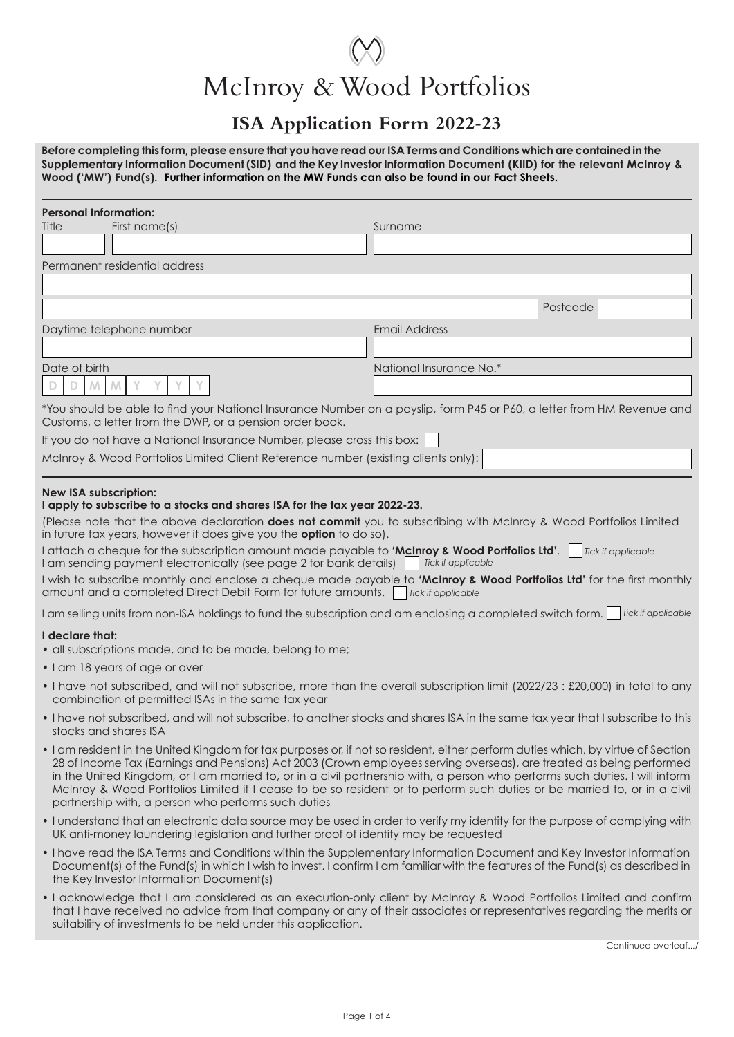# McInroy & Wood Portfolios

## ISA Application Form 2022-23

**Before completing this form, please ensure that you have read our ISA Terms and Conditions which are contained in the Supplementary Information Document (SID) and the Key Investor Information Document (KIID) for the relevant McInroy & Wood ('MW') Fund(s). Further information on the MW Funds can also be found in our Fact Sheets.**

**Personal Information:**

Title | First name(s) | Surname

Permanent residential address

Postcode

Daytime telephone number | Email Address

Date of birth D D M M Y Y Y Y | National Insurance No.*

*You should be able to find your National Insurance Number on a payslip, form P45 or P60, a letter from HM Revenue and Customs, a letter from the DWP, or a pension order book.

If you do not have a National Insurance Number, please cross this box: ☐

McInroy & Wood Portfolios Limited Client Reference number (existing clients only):

**New ISA subscription:**

**I apply to subscribe to a stocks and shares ISA for the tax year 2022-23.**

(Please note that the above declaration **does not commit** you to subscribing with McInroy & Wood Portfolios Limited in future tax years, however it does give you the **option** to do so).

I attach a cheque for the subscription amount made payable to **'McInroy & Wood Portfolios Ltd'**. ☐ *Tick if applicable*

I am sending payment electronically (see page 2 for bank details) ☐ *Tick if applicable*

I wish to subscribe monthly and enclose a cheque made payable to **'McInroy & Wood Portfolios Ltd'** for the first monthly amount and a completed Direct Debit Form for future amounts. ☐ *Tick if applicable*

I am selling units from non-ISA holdings to fund the subscription and am enclosing a completed switch form. ☐ *Tick if applicable*

**I declare that:**

- all subscriptions made, and to be made, belong to me;
- I am 18 years of age or over
- I have not subscribed, and will not subscribe, more than the overall subscription limit (2022/23 : £20,000) in total to any combination of permitted ISAs in the same tax year
- I have not subscribed, and will not subscribe, to another stocks and shares ISA in the same tax year that I subscribe to this stocks and shares ISA
- I am resident in the United Kingdom for tax purposes or, if not so resident, either perform duties which, by virtue of Section 28 of Income Tax (Earnings and Pensions) Act 2003 (Crown employees serving overseas), are treated as being performed in the United Kingdom, or I am married to, or in a civil partnership with, a person who performs such duties. I will inform McInroy & Wood Portfolios Limited if I cease to be so resident or to perform such duties or be married to, or in a civil partnership with, a person who performs such duties
- I understand that an electronic data source may be used in order to verify my identity for the purpose of complying with UK anti-money laundering legislation and further proof of identity may be requested
- I have read the ISA Terms and Conditions within the Supplementary Information Document and Key Investor Information Document(s) of the Fund(s) in which I wish to invest. I confirm I am familiar with the features of the Fund(s) as described in the Key Investor Information Document(s)
- I acknowledge that I am considered as an execution-only client by McInroy & Wood Portfolios Limited and confirm that I have received no advice from that company or any of their associates or representatives regarding the merits or suitability of investments to be held under this application.

Continued overleaf.../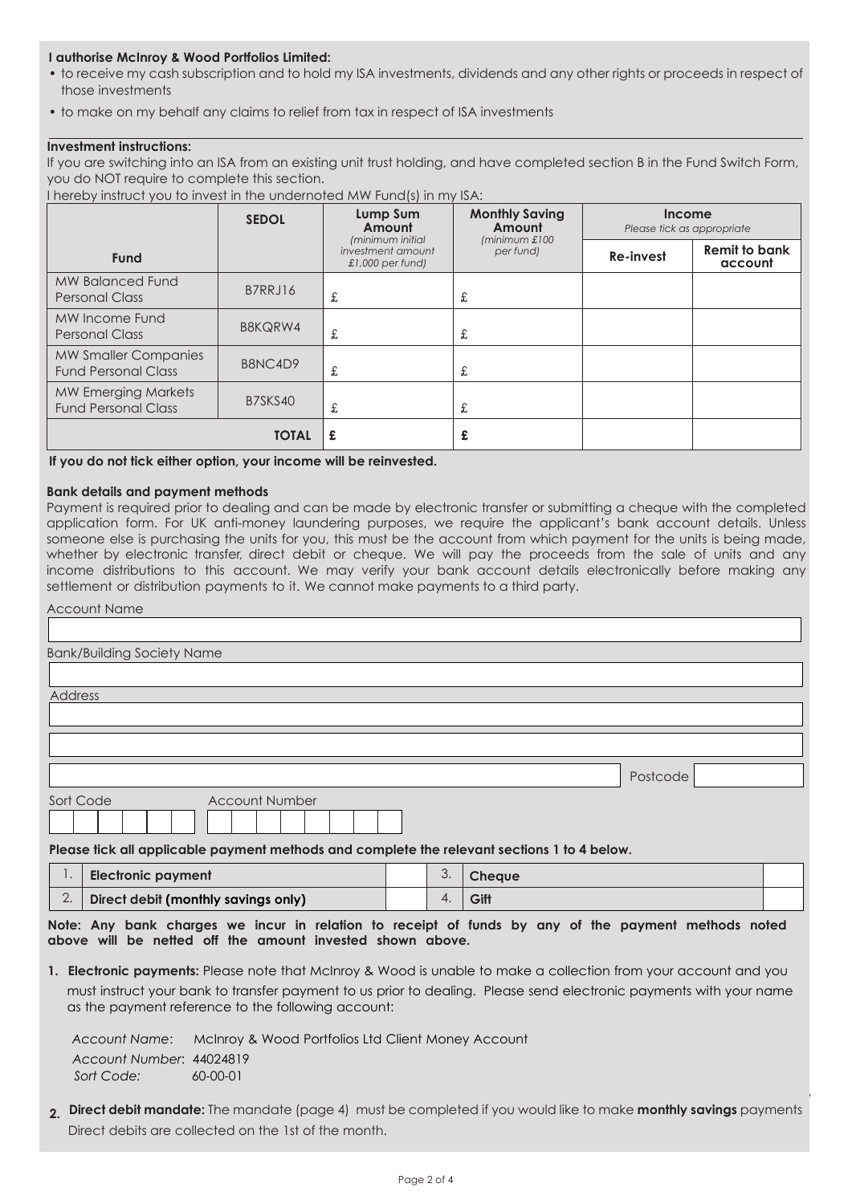**I authorise McInroy & Wood Portfolios Limited:**

- to receive my cash subscription and to hold my ISA investments, dividends and any other rights or proceeds in respect of those investments
- to make on my behalf any claims to relief from tax in respect of ISA investments

**Investment instructions:**

If you are switching into an ISA from an existing unit trust holding, and have completed section B in the Fund Switch Form, you do NOT require to complete this section.

I hereby instruct you to invest in the undernoted MW Fund(s) in my ISA:

| Fund | SEDOL | Lump Sum Amount *(minimum initial investment amount £1,000 per fund)* | Monthly Saving Amount *(minimum £100 per fund)* | Income *Please tick as appropriate* | |
|---|---|---|---|---|---|
| | | | | **Re-invest** | **Remit to bank account** |
| MW Balanced Fund Personal Class | B7RRJ16 | £ | £ | | |
| MW Income Fund Personal Class | B8KQRW4 | £ | £ | | |
| MW Smaller Companies Fund Personal Class | B8NC4D9 | £ | £ | | |
| MW Emerging Markets Fund Personal Class | B7SKS40 | £ | £ | | |
| | **TOTAL** | **£** | **£** | | |

**If you do not tick either option, your income will be reinvested.**

**Bank details and payment methods**

Payment is required prior to dealing and can be made by electronic transfer or submitting a cheque with the completed application form. For UK anti-money laundering purposes, we require the applicant's bank account details. Unless someone else is purchasing the units for you, this must be the account from which payment for the units is being made, whether by electronic transfer, direct debit or cheque. We will pay the proceeds from the sale of units and any income distributions to this account. We may verify your bank account details electronically before making any settlement or distribution payments to it. We cannot make payments to a third party.

Account Name

Bank/Building Society Name

Address

Postcode

Sort Code Account Number

**Please tick all applicable payment methods and complete the relevant sections 1 to 4 below.**

| | | | | | |
|---|---|---|---|---|---|
| 1. | **Electronic payment** | | 3. | **Cheque** | |
| 2. | **Direct debit (monthly savings only)** | | 4. | **Gift** | |

**Note: Any bank charges we incur in relation to receipt of funds by any of the payment methods noted above will be netted off the amount invested shown above.**

1. **Electronic payments:** Please note that McInroy & Wood is unable to make a collection from your account and you must instruct your bank to transfer payment to us prior to dealing. Please send electronic payments with your name as the payment reference to the following account:

   *Account Name:* McInroy & Wood Portfolios Ltd Client Money Account
   *Account Number:* 44024819
   *Sort Code:* 60-00-01

2. **Direct debit mandate:** The mandate (page 4) must be completed if you would like to make **monthly savings** payments Direct debits are collected on the 1st of the month.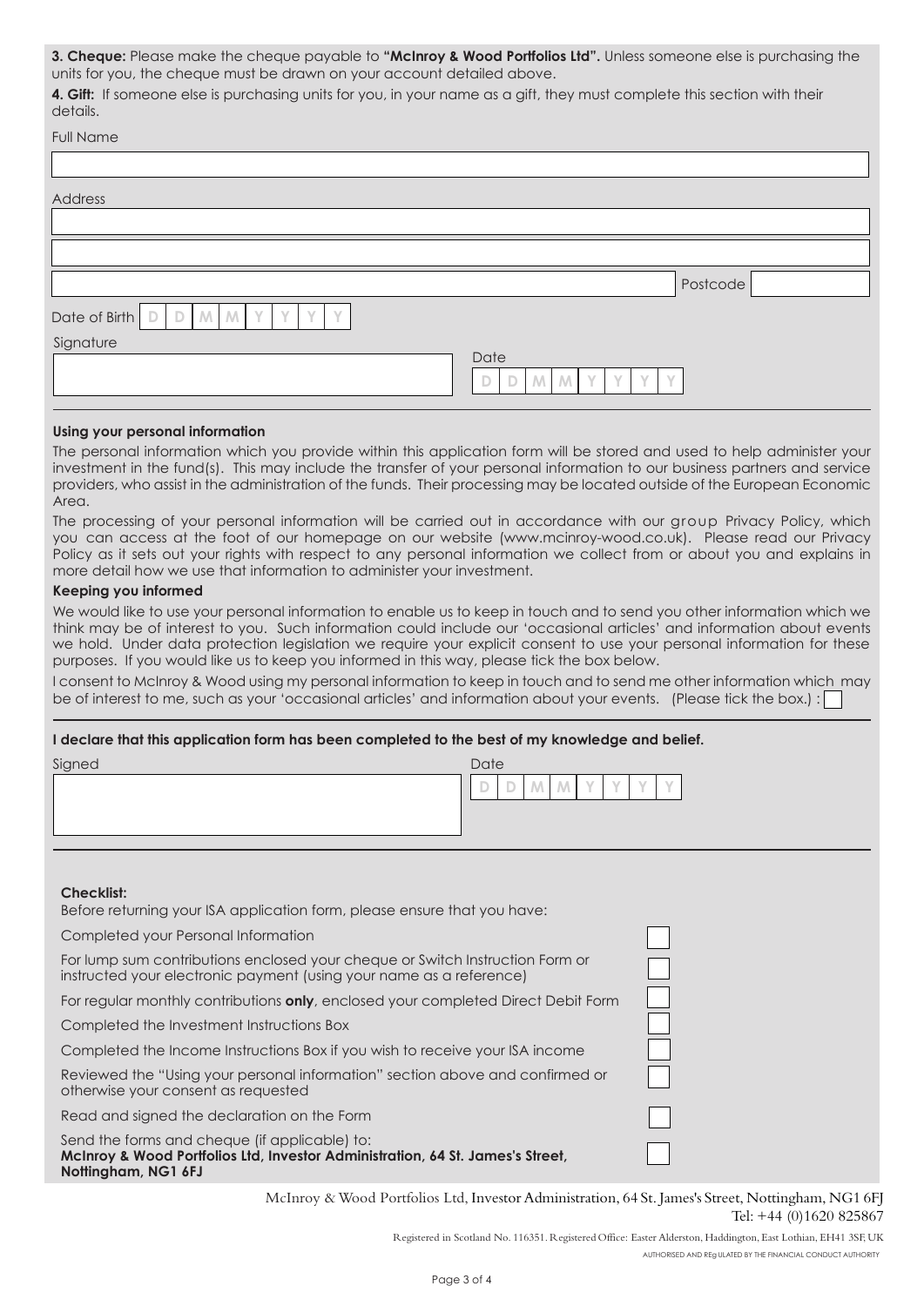**3. Cheque:** Please make the cheque payable to **"McInroy & Wood Portfolios Ltd".** Unless someone else is purchasing the units for you, the cheque must be drawn on your account detailed above.

**4. Gift:** If someone else is purchasing units for you, in your name as a gift, they must complete this section with their details.

Full Name

Address

Postcode

Date of Birth D D M M Y Y Y Y

Signature

Date D D M M Y Y Y Y

**Using your personal information**

The personal information which you provide within this application form will be stored and used to help administer your investment in the fund(s). This may include the transfer of your personal information to our business partners and service providers, who assist in the administration of the funds. Their processing may be located outside of the European Economic Area.

The processing of your personal information will be carried out in accordance with our group Privacy Policy, which you can access at the foot of our homepage on our website (www.mcinroy-wood.co.uk). Please read our Privacy Policy as it sets out your rights with respect to any personal information we collect from or about you and explains in more detail how we use that information to administer your investment.

**Keeping you informed**

We would like to use your personal information to enable us to keep in touch and to send you other information which we think may be of interest to you. Such information could include our 'occasional articles' and information about events we hold. Under data protection legislation we require your explicit consent to use your personal information for these purposes. If you would like us to keep you informed in this way, please tick the box below.

I consent to McInroy & Wood using my personal information to keep in touch and to send me other information which may be of interest to me, such as your 'occasional articles' and information about your events. (Please tick the box.) : ☐

**I declare that this application form has been completed to the best of my knowledge and belief.**

Signed

Date D D M M Y Y Y Y

**Checklist:**

Before returning your ISA application form, please ensure that you have:

- ☐ Completed your Personal Information
- ☐ For lump sum contributions enclosed your cheque or Switch Instruction Form or instructed your electronic payment (using your name as a reference)
- ☐ For regular monthly contributions **only**, enclosed your completed Direct Debit Form
- ☐ Completed the Investment Instructions Box
- ☐ Completed the Income Instructions Box if you wish to receive your ISA income
- ☐ Reviewed the "Using your personal information" section above and confirmed or otherwise your consent as requested
- ☐ Read and signed the declaration on the Form
- ☐ Send the forms and cheque (if applicable) to: **McInroy & Wood Portfolios Ltd, Investor Administration, 64 St. James's Street, Nottingham, NG1 6FJ**

McInroy & Wood Portfolios Ltd, Investor Administration, 64 St. James's Street, Nottingham, NG1 6FJ
Tel: +44 (0)1620 825867

Registered in Scotland No. 116351. Registered Office: Easter Alderston, Haddington, East Lothian, EH41 3SF, UK

AUTHORISED AND REGULATED BY THE FINANCIAL CONDUCT AUTHORITY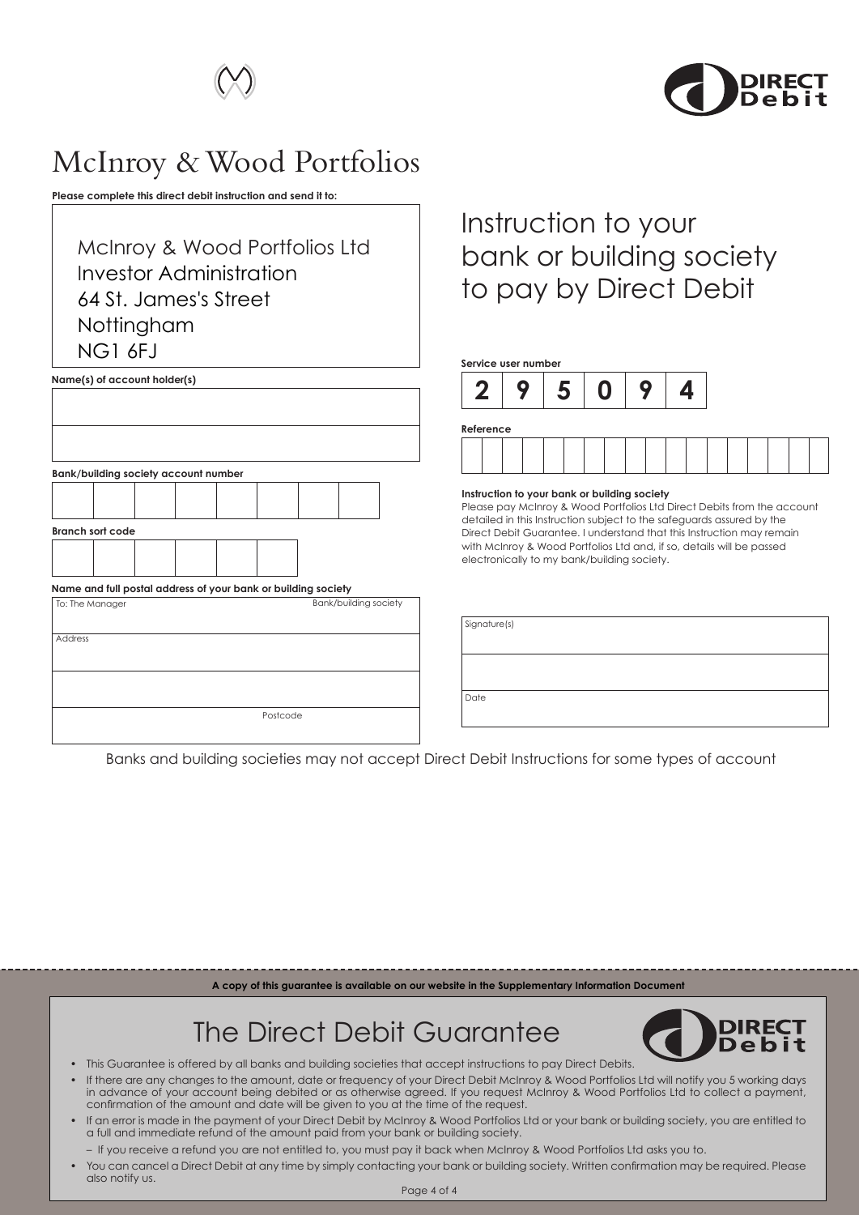# McInroy & Wood Portfolios

**Please complete this direct debit instruction and send it to:**

McInroy & Wood Portfolios Ltd
Investor Administration
64 St. James's Street
Nottingham
NG1 6FJ

**Name(s) of account holder(s)**

**Bank/building society account number**

**Branch sort code**

**Name and full postal address of your bank or building society**

To: The Manager — Bank/building society

Address

Postcode

## Instruction to your bank or building society to pay by Direct Debit

**Service user number**

| 2 | 9 | 5 | 0 | 9 | 4 |
|---|---|---|---|---|---|

**Reference**

**Instruction to your bank or building society**

Please pay McInroy & Wood Portfolios Ltd Direct Debits from the account detailed in this Instruction subject to the safeguards assured by the Direct Debit Guarantee. I understand that this Instruction may remain with McInroy & Wood Portfolios Ltd and, if so, details will be passed electronically to my bank/building society.

Signature(s)

Date

Banks and building societies may not accept Direct Debit Instructions for some types of account

---

**A copy of this guarantee is available on our website in the Supplementary Information Document**

## The Direct Debit Guarantee

- This Guarantee is offered by all banks and building societies that accept instructions to pay Direct Debits.
- If there are any changes to the amount, date or frequency of your Direct Debit McInroy & Wood Portfolios Ltd will notify you 5 working days in advance of your account being debited or as otherwise agreed. If you request McInroy & Wood Portfolios Ltd to collect a payment, confirmation of the amount and date will be given to you at the time of the request.
- If an error is made in the payment of your Direct Debit by McInroy & Wood Portfolios Ltd or your bank or building society, you are entitled to a full and immediate refund of the amount paid from your bank or building society.
  - If you receive a refund you are not entitled to, you must pay it back when McInroy & Wood Portfolios Ltd asks you to.
- You can cancel a Direct Debit at any time by simply contacting your bank or building society. Written confirmation may be required. Please also notify us.